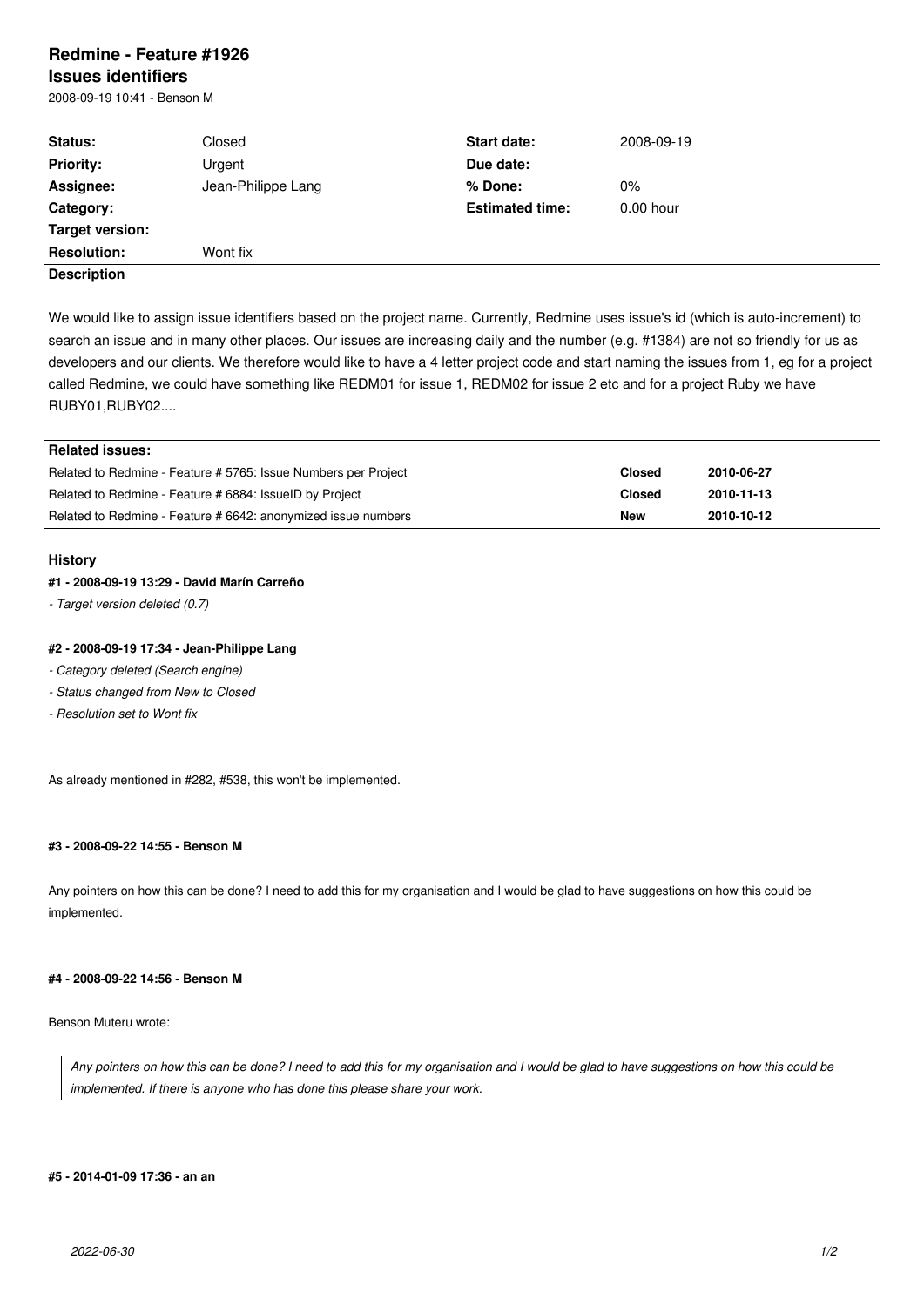# Redmine - Feature #1926

## Issues identifiers

2008-09-19 10:41 - Benson M

| **Status:** | Closed | **Start date:** | 2008-09-19 |
| --- | --- | --- | --- |
| **Priority:** | Urgent | **Due date:** | |
| **Assignee:** | Jean-Philippe Lang | **% Done:** | 0% |
| **Category:** | | **Estimated time:** | 0.00 hour |
| **Target version:** | | | |
| **Resolution:** | Wont fix | | |

**Description**

We would like to assign issue identifiers based on the project name. Currently, Redmine uses issue's id (which is auto-increment) to search an issue and in many other places. Our issues are increasing daily and the number (e.g. #1384) are not so friendly for us as developers and our clients. We therefore would like to have a 4 letter project code and start naming the issues from 1, eg for a project called Redmine, we could have something like REDM01 for issue 1, REDM02 for issue 2 etc and for a project Ruby we have RUBY01,RUBY02....

**Related issues:**

| | | |
| --- | --- | --- |
| Related to Redmine - Feature # 5765: Issue Numbers per Project | **Closed** | **2010-06-27** |
| Related to Redmine - Feature # 6884: IssueID by Project | **Closed** | **2010-11-13** |
| Related to Redmine - Feature # 6642: anonymized issue numbers | **New** | **2010-10-12** |

## History

#### #1 - 2008-09-19 13:29 - David Marín Carreño

*- Target version deleted (0.7)*

#### #2 - 2008-09-19 17:34 - Jean-Philippe Lang

*- Category deleted (Search engine)*

*- Status changed from New to Closed*

*- Resolution set to Wont fix*

As already mentioned in #282, #538, this won't be implemented.

#### #3 - 2008-09-22 14:55 - Benson M

Any pointers on how this can be done? I need to add this for my organisation and I would be glad to have suggestions on how this could be implemented.

#### #4 - 2008-09-22 14:56 - Benson M

Benson Muteru wrote:

> *Any pointers on how this can be done? I need to add this for my organisation and I would be glad to have suggestions on how this could be implemented. If there is anyone who has done this please share your work.*

#### #5 - 2014-01-09 17:36 - an an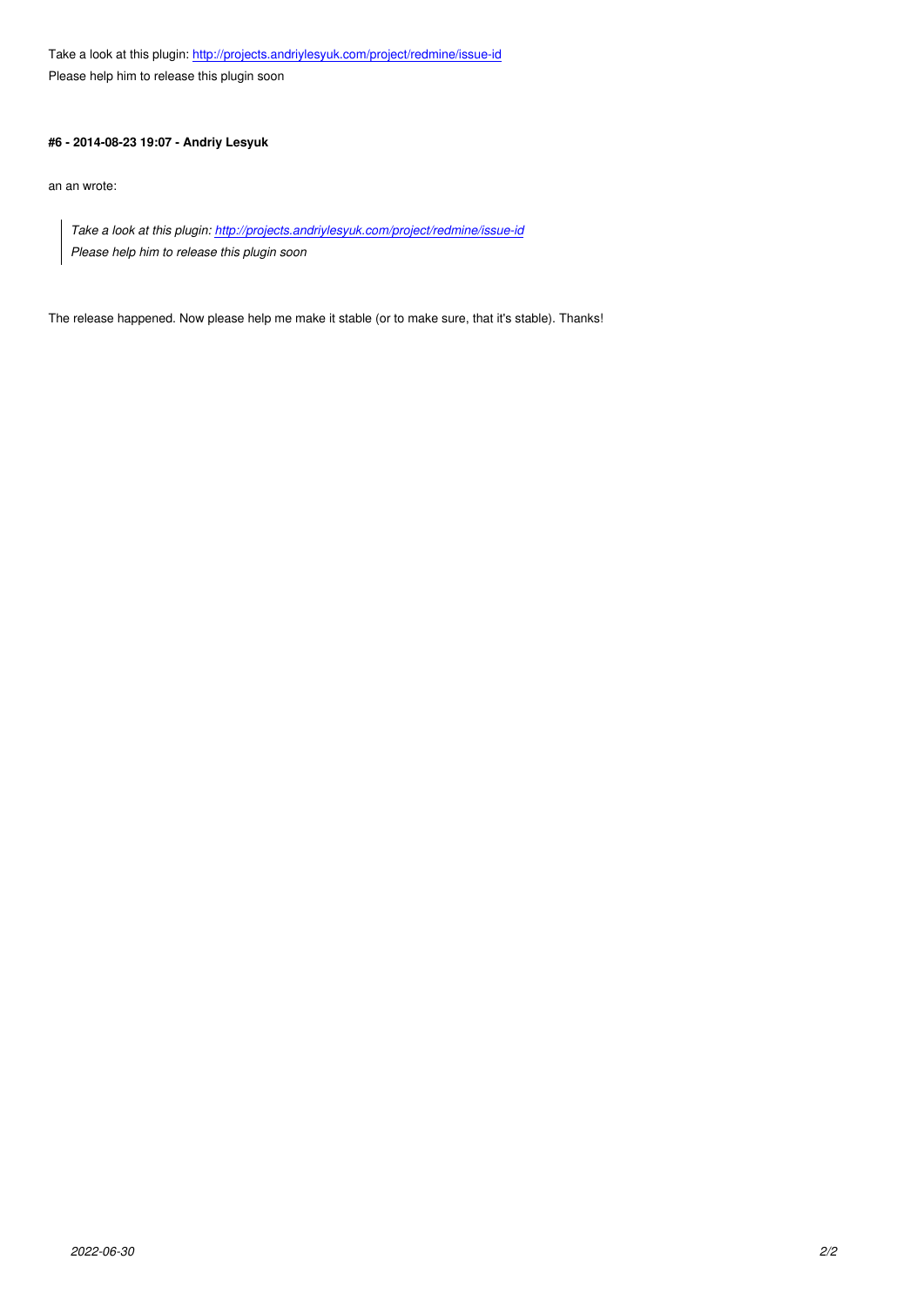Take a look at this plugin: [http://projects.andriylesyuk.com/project/redmine/issue-id](http://projects.andriylesyuk.com/project/redmine/issue-id)
Please help him to release this plugin soon

#### #6 - 2014-08-23 19:07 - Andriy Lesyuk

an an wrote:

> *Take a look at this plugin: [http://projects.andriylesyuk.com/project/redmine/issue-id](http://projects.andriylesyuk.com/project/redmine/issue-id)*
> *Please help him to release this plugin soon*

The release happened. Now please help me make it stable (or to make sure, that it's stable). Thanks!